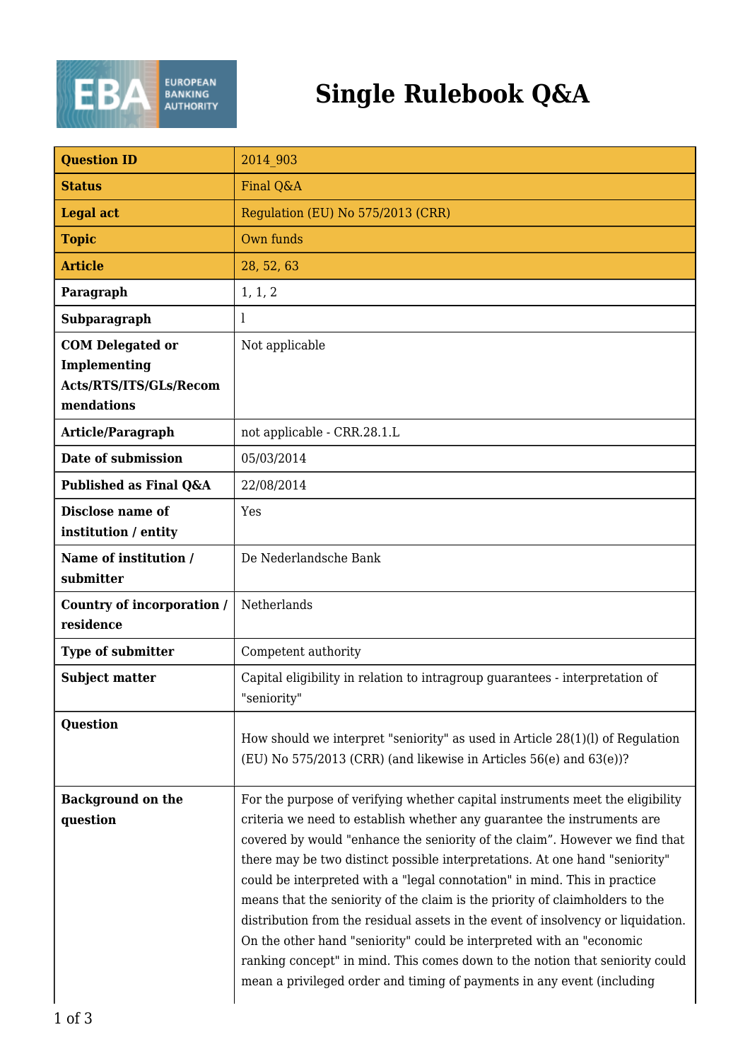# Single Rulebook Q&A

| Question ID | 2014_903 |
|---|---|
| Status | Final Q&A |
| Legal act | Regulation (EU) No 575/2013 (CRR) |
| Topic | Own funds |
| Article | 28, 52, 63 |
| Paragraph | 1, 1, 2 |
| Subparagraph | l |
| COM Delegated or Implementing Acts/RTS/ITS/GLs/Recommendations | Not applicable |
| Article/Paragraph | not applicable - CRR.28.1.L |
| Date of submission | 05/03/2014 |
| Published as Final Q&A | 22/08/2014 |
| Disclose name of institution / entity | Yes |
| Name of institution / submitter | De Nederlandsche Bank |
| Country of incorporation / residence | Netherlands |
| Type of submitter | Competent authority |
| Subject matter | Capital eligibility in relation to intragroup guarantees - interpretation of "seniority" |
| Question | How should we interpret "seniority" as used in Article 28(1)(l) of Regulation (EU) No 575/2013 (CRR) (and likewise in Articles 56(e) and 63(e))? |
| Background on the question | For the purpose of verifying whether capital instruments meet the eligibility criteria we need to establish whether any guarantee the instruments are covered by would "enhance the seniority of the claim". However we find that there may be two distinct possible interpretations. At one hand "seniority" could be interpreted with a "legal connotation" in mind. This in practice means that the seniority of the claim is the priority of claimholders to the distribution from the residual assets in the event of insolvency or liquidation. On the other hand "seniority" could be interpreted with an "economic ranking concept" in mind. This comes down to the notion that seniority could mean a privileged order and timing of payments in any event (including |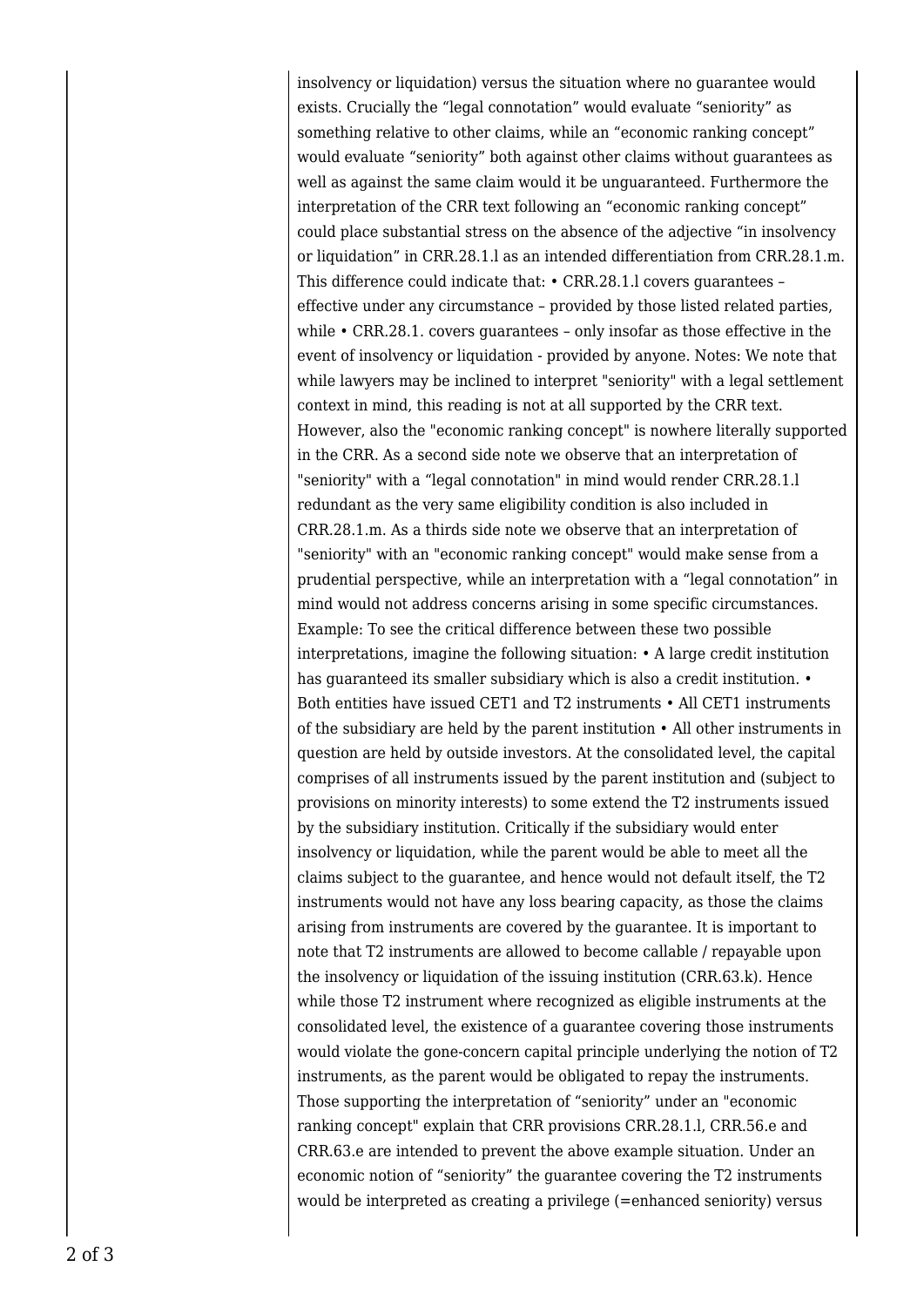insolvency or liquidation) versus the situation where no guarantee would exists. Crucially the "legal connotation" would evaluate "seniority" as something relative to other claims, while an "economic ranking concept" would evaluate "seniority" both against other claims without guarantees as well as against the same claim would it be unguaranteed. Furthermore the interpretation of the CRR text following an "economic ranking concept" could place substantial stress on the absence of the adjective "in insolvency or liquidation" in CRR.28.1.l as an intended differentiation from CRR.28.1.m. This difference could indicate that: • CRR.28.1.l covers guarantees – effective under any circumstance – provided by those listed related parties, while • CRR.28.1. covers guarantees – only insofar as those effective in the event of insolvency or liquidation - provided by anyone. Notes: We note that while lawyers may be inclined to interpret "seniority" with a legal settlement context in mind, this reading is not at all supported by the CRR text. However, also the "economic ranking concept" is nowhere literally supported in the CRR. As a second side note we observe that an interpretation of "seniority" with a "legal connotation" in mind would render CRR.28.1.l redundant as the very same eligibility condition is also included in CRR.28.1.m. As a thirds side note we observe that an interpretation of "seniority" with an "economic ranking concept" would make sense from a prudential perspective, while an interpretation with a "legal connotation" in mind would not address concerns arising in some specific circumstances. Example: To see the critical difference between these two possible interpretations, imagine the following situation: • A large credit institution has guaranteed its smaller subsidiary which is also a credit institution. • Both entities have issued CET1 and T2 instruments • All CET1 instruments of the subsidiary are held by the parent institution • All other instruments in question are held by outside investors. At the consolidated level, the capital comprises of all instruments issued by the parent institution and (subject to provisions on minority interests) to some extend the T2 instruments issued by the subsidiary institution. Critically if the subsidiary would enter insolvency or liquidation, while the parent would be able to meet all the claims subject to the guarantee, and hence would not default itself, the T2 instruments would not have any loss bearing capacity, as those the claims arising from instruments are covered by the guarantee. It is important to note that T2 instruments are allowed to become callable / repayable upon the insolvency or liquidation of the issuing institution (CRR.63.k). Hence while those T2 instrument where recognized as eligible instruments at the consolidated level, the existence of a guarantee covering those instruments would violate the gone-concern capital principle underlying the notion of T2 instruments, as the parent would be obligated to repay the instruments. Those supporting the interpretation of "seniority" under an "economic ranking concept" explain that CRR provisions CRR.28.1.l, CRR.56.e and CRR.63.e are intended to prevent the above example situation. Under an economic notion of "seniority" the guarantee covering the T2 instruments would be interpreted as creating a privilege (=enhanced seniority) versus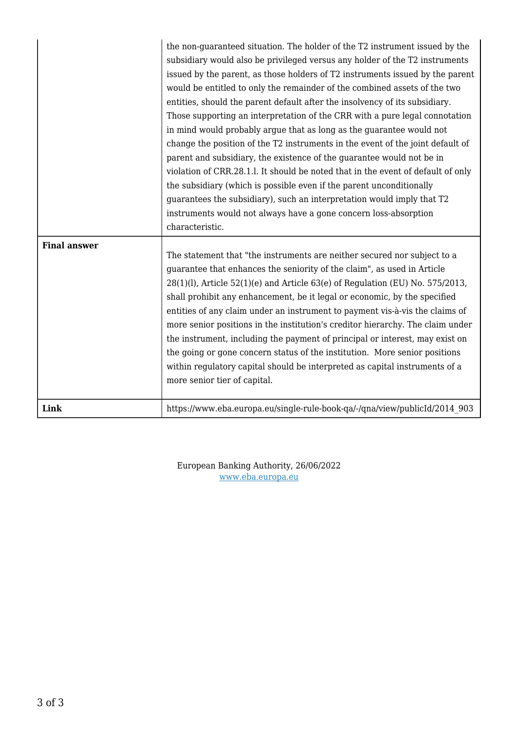| | |
|---|---|
| | the non-guaranteed situation. The holder of the T2 instrument issued by the subsidiary would also be privileged versus any holder of the T2 instruments issued by the parent, as those holders of T2 instruments issued by the parent would be entitled to only the remainder of the combined assets of the two entities, should the parent default after the insolvency of its subsidiary. Those supporting an interpretation of the CRR with a pure legal connotation in mind would probably argue that as long as the guarantee would not change the position of the T2 instruments in the event of the joint default of parent and subsidiary, the existence of the guarantee would not be in violation of CRR.28.1.l. It should be noted that in the event of default of only the subsidiary (which is possible even if the parent unconditionally guarantees the subsidiary), such an interpretation would imply that T2 instruments would not always have a gone concern loss-absorption characteristic. |
| **Final answer** | The statement that "the instruments are neither secured nor subject to a guarantee that enhances the seniority of the claim", as used in Article 28(1)(l), Article 52(1)(e) and Article 63(e) of Regulation (EU) No. 575/2013, shall prohibit any enhancement, be it legal or economic, by the specified entities of any claim under an instrument to payment vis-à-vis the claims of more senior positions in the institution's creditor hierarchy. The claim under the instrument, including the payment of principal or interest, may exist on the going or gone concern status of the institution. More senior positions within regulatory capital should be interpreted as capital instruments of a more senior tier of capital. |
| **Link** | https://www.eba.europa.eu/single-rule-book-qa/-/qna/view/publicId/2014_903 |

European Banking Authority, 26/06/2022
www.eba.europa.eu